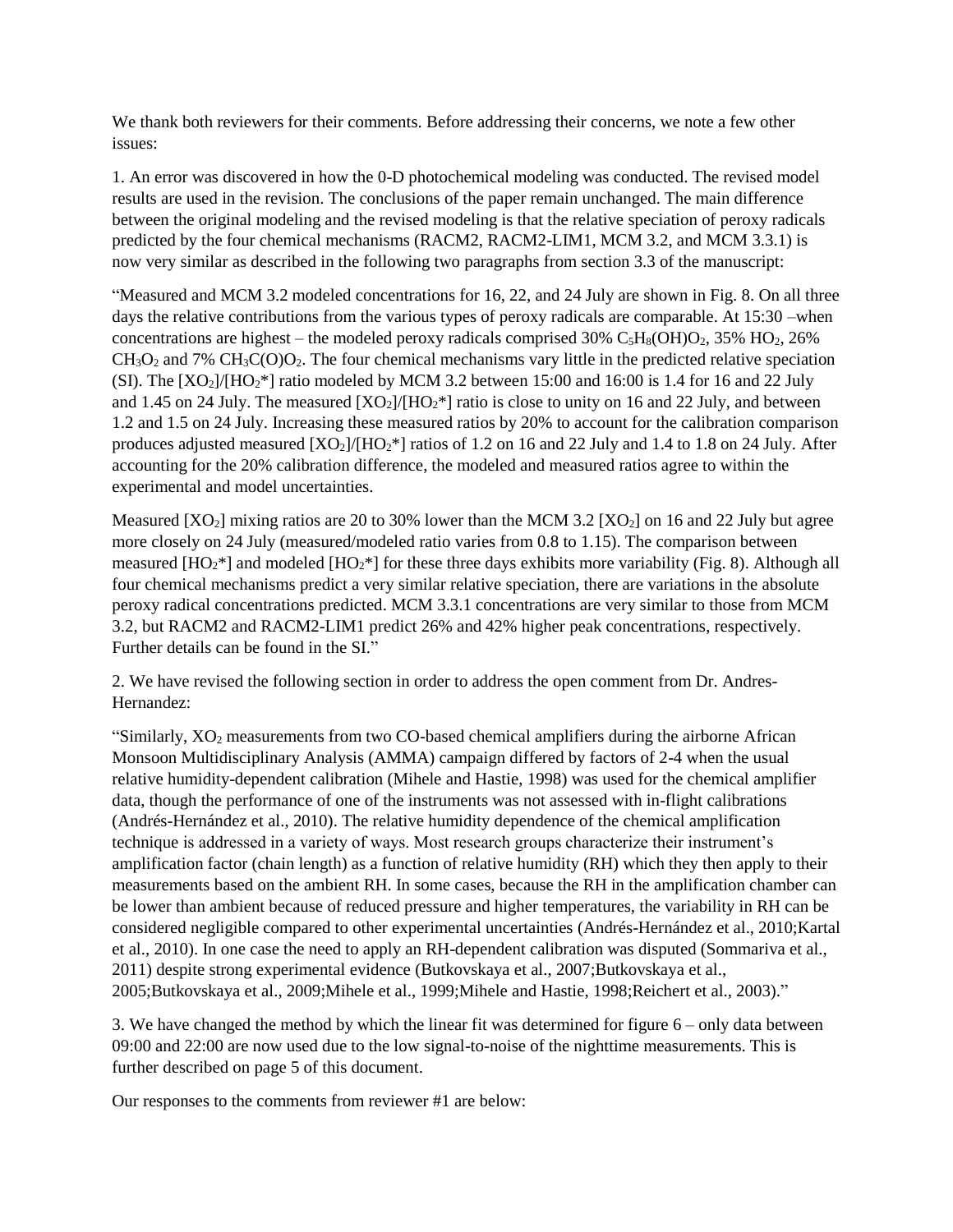We thank both reviewers for their comments. Before addressing their concerns, we note a few other issues:

1. An error was discovered in how the 0-D photochemical modeling was conducted. The revised model results are used in the revision. The conclusions of the paper remain unchanged. The main difference between the original modeling and the revised modeling is that the relative speciation of peroxy radicals predicted by the four chemical mechanisms (RACM2, RACM2-LIM1, MCM 3.2, and MCM 3.3.1) is now very similar as described in the following two paragraphs from section 3.3 of the manuscript:

"Measured and MCM 3.2 modeled concentrations for 16, 22, and 24 July are shown in Fig. 8. On all three days the relative contributions from the various types of peroxy radicals are comparable. At 15:30 –when concentrations are highest – the modeled peroxy radicals comprised 30% $C_5H_8(OH)O_2$, 35% $HO_2$, 26% $CH_3O_2$ and 7% $CH_3C(O)O_2$. The four chemical mechanisms vary little in the predicted relative speciation (SI). The $[XO_2]/[HO_2^*]$ ratio modeled by MCM 3.2 between 15:00 and 16:00 is 1.4 for 16 and 22 July and 1.45 on 24 July. The measured $[XO_2]/[HO_2^*]$ ratio is close to unity on 16 and 22 July, and between 1.2 and 1.5 on 24 July. Increasing these measured ratios by 20% to account for the calibration comparison produces adjusted measured $[XO_2]/[HO_2^*]$ ratios of 1.2 on 16 and 22 July and 1.4 to 1.8 on 24 July. After accounting for the 20% calibration difference, the modeled and measured ratios agree to within the experimental and model uncertainties.

Measured $[XO_2]$ mixing ratios are 20 to 30% lower than the MCM 3.2 $[XO_2]$ on 16 and 22 July but agree more closely on 24 July (measured/modeled ratio varies from 0.8 to 1.15). The comparison between measured $[HO_2^*]$ and modeled $[HO_2^*]$ for these three days exhibits more variability (Fig. 8). Although all four chemical mechanisms predict a very similar relative speciation, there are variations in the absolute peroxy radical concentrations predicted. MCM 3.3.1 concentrations are very similar to those from MCM 3.2, but RACM2 and RACM2-LIM1 predict 26% and 42% higher peak concentrations, respectively. Further details can be found in the SI."

2. We have revised the following section in order to address the open comment from Dr. Andres-Hernandez:

"Similarly, $XO_2$ measurements from two CO-based chemical amplifiers during the airborne African Monsoon Multidisciplinary Analysis (AMMA) campaign differed by factors of 2-4 when the usual relative humidity-dependent calibration (Mihele and Hastie, 1998) was used for the chemical amplifier data, though the performance of one of the instruments was not assessed with in-flight calibrations (Andrés-Hernández et al., 2010). The relative humidity dependence of the chemical amplification technique is addressed in a variety of ways. Most research groups characterize their instrument's amplification factor (chain length) as a function of relative humidity (RH) which they then apply to their measurements based on the ambient RH. In some cases, because the RH in the amplification chamber can be lower than ambient because of reduced pressure and higher temperatures, the variability in RH can be considered negligible compared to other experimental uncertainties (Andrés-Hernández et al., 2010;Kartal et al., 2010). In one case the need to apply an RH-dependent calibration was disputed (Sommariva et al., 2011) despite strong experimental evidence (Butkovskaya et al., 2007;Butkovskaya et al., 2005;Butkovskaya et al., 2009;Mihele et al., 1999;Mihele and Hastie, 1998;Reichert et al., 2003)."

3. We have changed the method by which the linear fit was determined for figure 6 – only data between 09:00 and 22:00 are now used due to the low signal-to-noise of the nighttime measurements. This is further described on page 5 of this document.

Our responses to the comments from reviewer #1 are below: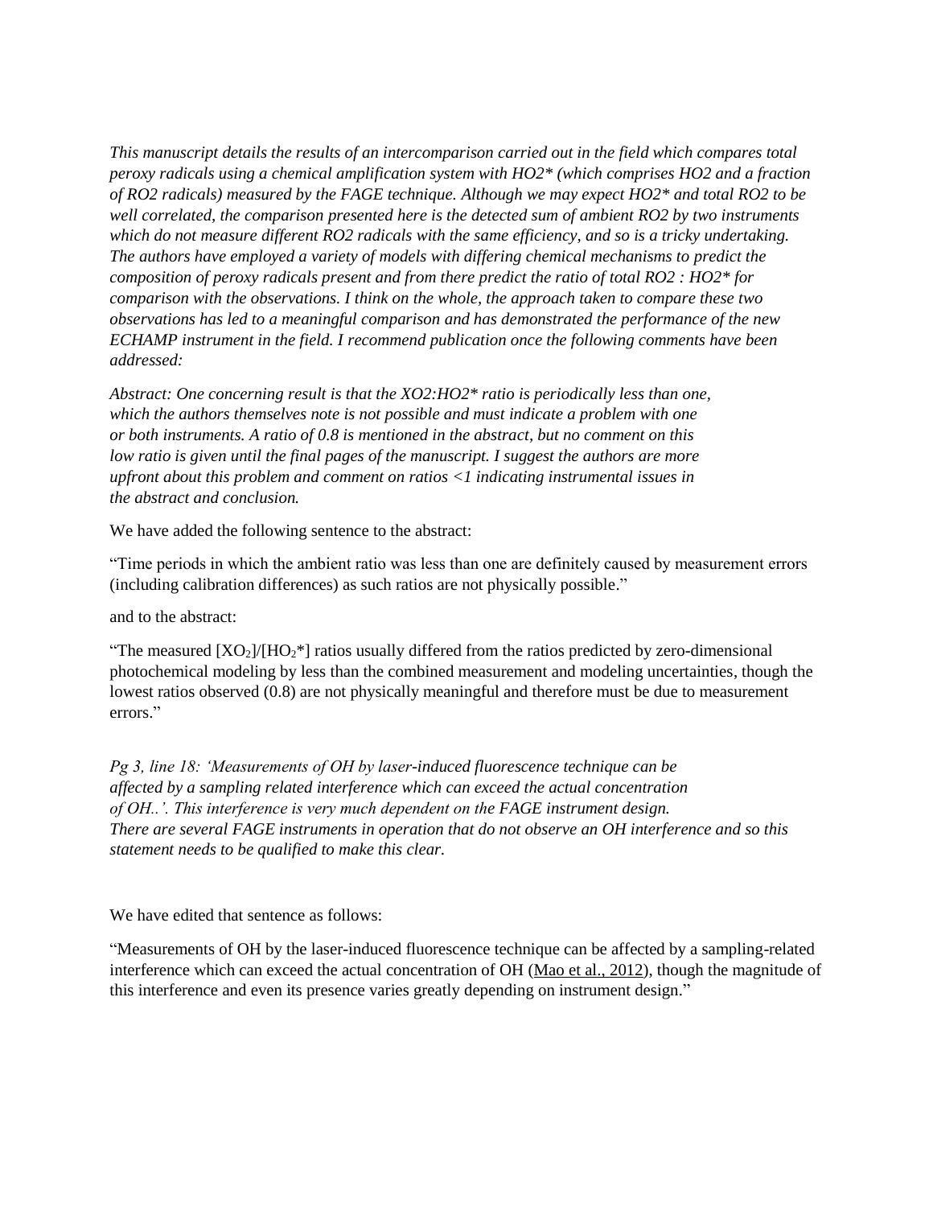*This manuscript details the results of an intercomparison carried out in the field which compares total peroxy radicals using a chemical amplification system with HO2* (which comprises HO2 and a fraction of RO2 radicals) measured by the FAGE technique. Although we may expect HO2* and total RO2 to be well correlated, the comparison presented here is the detected sum of ambient RO2 by two instruments which do not measure different RO2 radicals with the same efficiency, and so is a tricky undertaking. The authors have employed a variety of models with differing chemical mechanisms to predict the composition of peroxy radicals present and from there predict the ratio of total RO2 : HO2* for comparison with the observations. I think on the whole, the approach taken to compare these two observations has led to a meaningful comparison and has demonstrated the performance of the new ECHAMP instrument in the field. I recommend publication once the following comments have been addressed:*

*Abstract: One concerning result is that the XO2:HO2* ratio is periodically less than one, which the authors themselves note is not possible and must indicate a problem with one or both instruments. A ratio of 0.8 is mentioned in the abstract, but no comment on this low ratio is given until the final pages of the manuscript. I suggest the authors are more upfront about this problem and comment on ratios <1 indicating instrumental issues in the abstract and conclusion.*

We have added the following sentence to the abstract:

"Time periods in which the ambient ratio was less than one are definitely caused by measurement errors (including calibration differences) as such ratios are not physically possible."

and to the abstract:

"The measured $[XO_2]/[HO_2*]$ ratios usually differed from the ratios predicted by zero-dimensional photochemical modeling by less than the combined measurement and modeling uncertainties, though the lowest ratios observed (0.8) are not physically meaningful and therefore must be due to measurement errors."

*Pg 3, line 18: 'Measurements of OH by laser-induced fluorescence technique can be affected by a sampling related interference which can exceed the actual concentration of OH..'. This interference is very much dependent on the FAGE instrument design. There are several FAGE instruments in operation that do not observe an OH interference and so this statement needs to be qualified to make this clear.*

We have edited that sentence as follows:

"Measurements of OH by the laser-induced fluorescence technique can be affected by a sampling-related interference which can exceed the actual concentration of OH (Mao et al., 2012), though the magnitude of this interference and even its presence varies greatly depending on instrument design."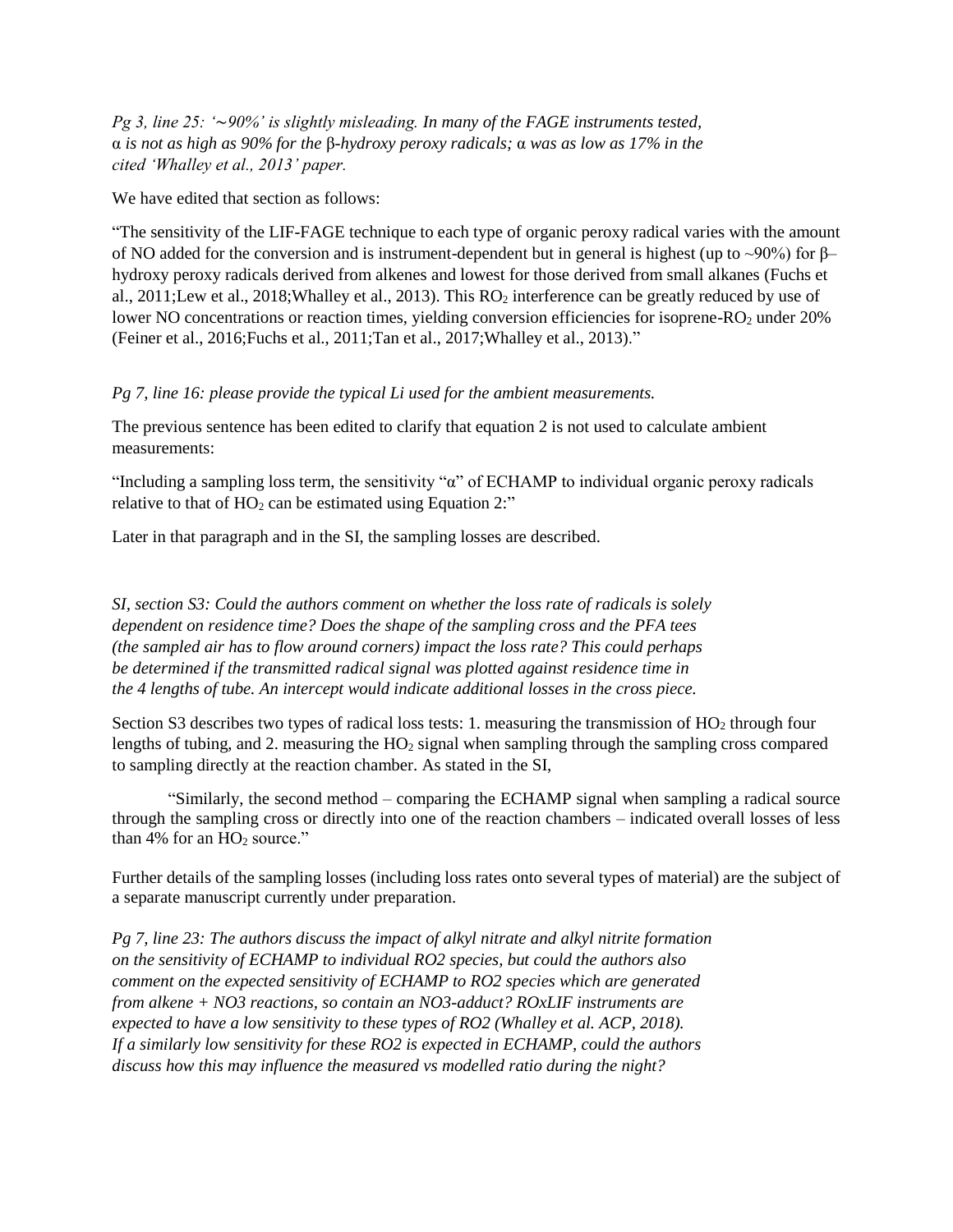*Pg 3, line 25: '∼90%' is slightly misleading. In many of the FAGE instruments tested, α is not as high as 90% for the β-hydroxy peroxy radicals; α was as low as 17% in the cited 'Whalley et al., 2013' paper.*

We have edited that section as follows:

"The sensitivity of the LIF-FAGE technique to each type of organic peroxy radical varies with the amount of NO added for the conversion and is instrument-dependent but in general is highest (up to ~90%) for β–hydroxy peroxy radicals derived from alkenes and lowest for those derived from small alkanes (Fuchs et al., 2011;Lew et al., 2018;Whalley et al., 2013). This $RO_2$ interference can be greatly reduced by use of lower NO concentrations or reaction times, yielding conversion efficiencies for isoprene-$RO_2$ under 20% (Feiner et al., 2016;Fuchs et al., 2011;Tan et al., 2017;Whalley et al., 2013)."

*Pg 7, line 16: please provide the typical Li used for the ambient measurements.*

The previous sentence has been edited to clarify that equation 2 is not used to calculate ambient measurements:

"Including a sampling loss term, the sensitivity "α" of ECHAMP to individual organic peroxy radicals relative to that of $HO_2$ can be estimated using Equation 2:"

Later in that paragraph and in the SI, the sampling losses are described.

*SI, section S3: Could the authors comment on whether the loss rate of radicals is solely dependent on residence time? Does the shape of the sampling cross and the PFA tees (the sampled air has to flow around corners) impact the loss rate? This could perhaps be determined if the transmitted radical signal was plotted against residence time in the 4 lengths of tube. An intercept would indicate additional losses in the cross piece.*

Section S3 describes two types of radical loss tests: 1. measuring the transmission of $HO_2$ through four lengths of tubing, and 2. measuring the $HO_2$ signal when sampling through the sampling cross compared to sampling directly at the reaction chamber. As stated in the SI,

"Similarly, the second method – comparing the ECHAMP signal when sampling a radical source through the sampling cross or directly into one of the reaction chambers – indicated overall losses of less than 4% for an $HO_2$ source."

Further details of the sampling losses (including loss rates onto several types of material) are the subject of a separate manuscript currently under preparation.

*Pg 7, line 23: The authors discuss the impact of alkyl nitrate and alkyl nitrite formation on the sensitivity of ECHAMP to individual RO2 species, but could the authors also comment on the expected sensitivity of ECHAMP to RO2 species which are generated from alkene + NO3 reactions, so contain an NO3-adduct? ROxLIF instruments are expected to have a low sensitivity to these types of RO2 (Whalley et al. ACP, 2018). If a similarly low sensitivity for these RO2 is expected in ECHAMP, could the authors discuss how this may influence the measured vs modelled ratio during the night?*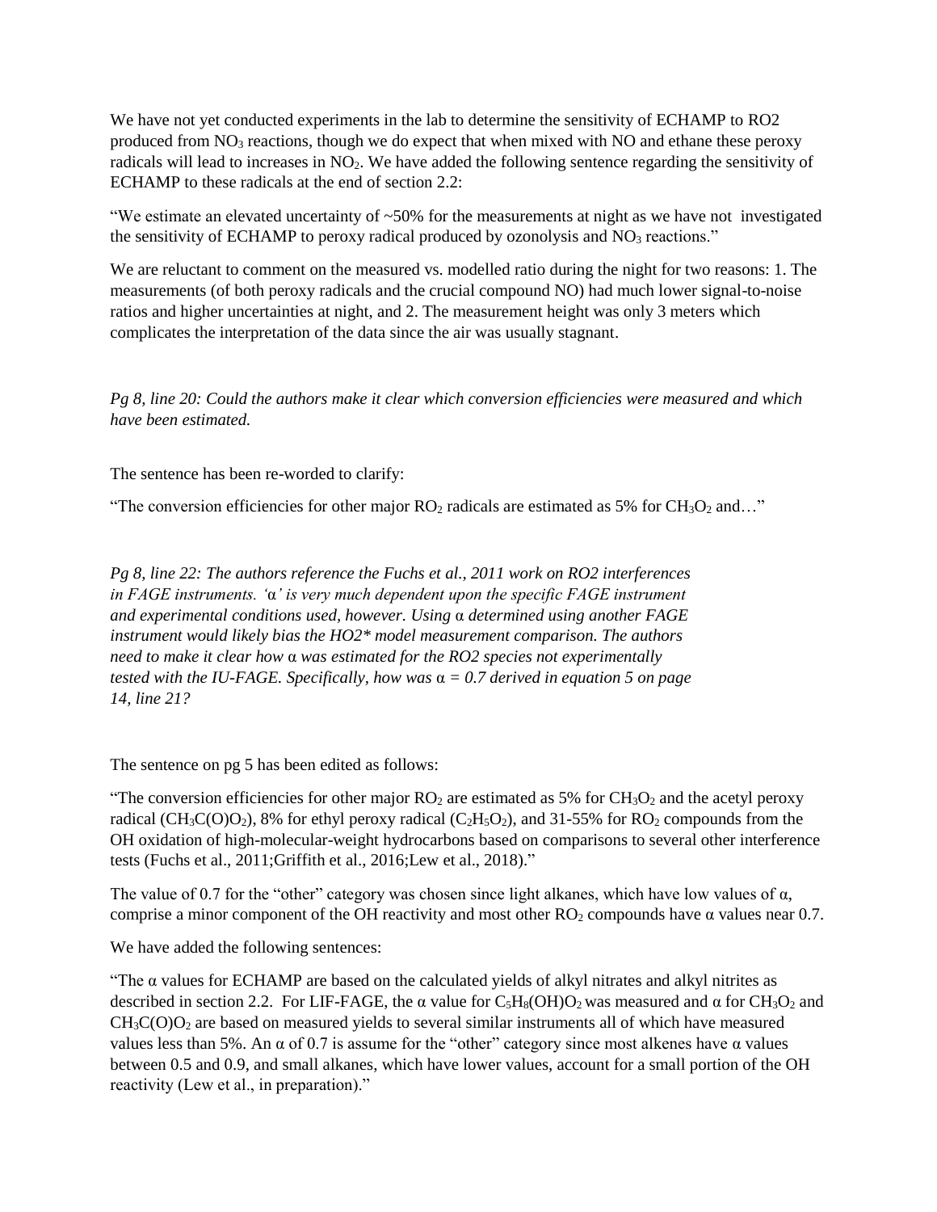We have not yet conducted experiments in the lab to determine the sensitivity of ECHAMP to RO2 produced from $NO_3$ reactions, though we do expect that when mixed with NO and ethane these peroxy radicals will lead to increases in $NO_2$. We have added the following sentence regarding the sensitivity of ECHAMP to these radicals at the end of section 2.2:

"We estimate an elevated uncertainty of ~50% for the measurements at night as we have not investigated the sensitivity of ECHAMP to peroxy radical produced by ozonolysis and $NO_3$ reactions."

We are reluctant to comment on the measured vs. modelled ratio during the night for two reasons: 1. The measurements (of both peroxy radicals and the crucial compound NO) had much lower signal-to-noise ratios and higher uncertainties at night, and 2. The measurement height was only 3 meters which complicates the interpretation of the data since the air was usually stagnant.

*Pg 8, line 20: Could the authors make it clear which conversion efficiencies were measured and which have been estimated.*

The sentence has been re-worded to clarify:

"The conversion efficiencies for other major $RO_2$ radicals are estimated as 5% for $CH_3O_2$ and…"

*Pg 8, line 22: The authors reference the Fuchs et al., 2011 work on RO2 interferences in FAGE instruments. 'α' is very much dependent upon the specific FAGE instrument and experimental conditions used, however. Using α determined using another FAGE instrument would likely bias the HO2\* model measurement comparison. The authors need to make it clear how α was estimated for the RO2 species not experimentally tested with the IU-FAGE. Specifically, how was α = 0.7 derived in equation 5 on page 14, line 21?*

The sentence on pg 5 has been edited as follows:

"The conversion efficiencies for other major $RO_2$ are estimated as 5% for $CH_3O_2$ and the acetyl peroxy radical ($CH_3C(O)O_2$), 8% for ethyl peroxy radical ($C_2H_5O_2$), and 31-55% for $RO_2$ compounds from the OH oxidation of high-molecular-weight hydrocarbons based on comparisons to several other interference tests (Fuchs et al., 2011;Griffith et al., 2016;Lew et al., 2018)."

The value of 0.7 for the "other" category was chosen since light alkanes, which have low values of α, comprise a minor component of the OH reactivity and most other $RO_2$ compounds have α values near 0.7.

We have added the following sentences:

"The α values for ECHAMP are based on the calculated yields of alkyl nitrates and alkyl nitrites as described in section 2.2. For LIF-FAGE, the α value for $C_5H_8(OH)O_2$ was measured and α for $CH_3O_2$ and $CH_3C(O)O_2$ are based on measured yields to several similar instruments all of which have measured values less than 5%. An α of 0.7 is assume for the "other" category since most alkenes have α values between 0.5 and 0.9, and small alkanes, which have lower values, account for a small portion of the OH reactivity (Lew et al., in preparation)."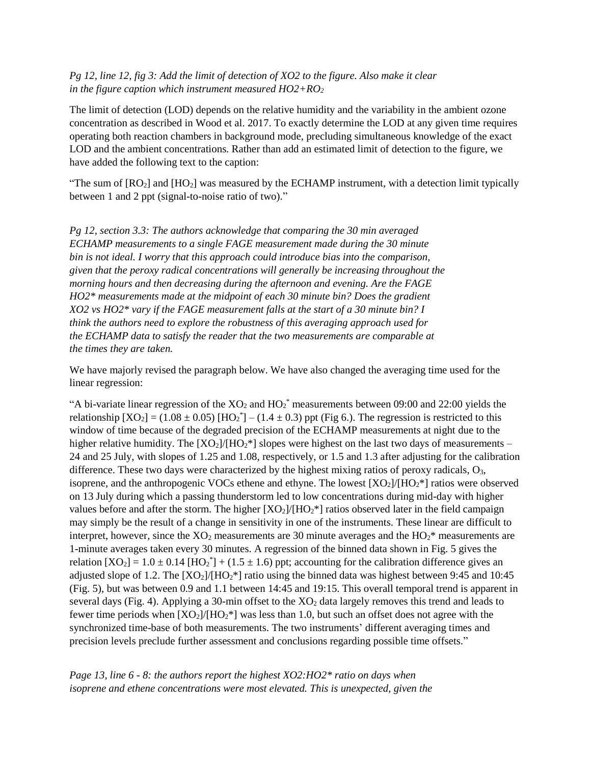*Pg 12, line 12, fig 3: Add the limit of detection of XO2 to the figure. Also make it clear in the figure caption which instrument measured HO2+RO2*

The limit of detection (LOD) depends on the relative humidity and the variability in the ambient ozone concentration as described in Wood et al. 2017. To exactly determine the LOD at any given time requires operating both reaction chambers in background mode, precluding simultaneous knowledge of the exact LOD and the ambient concentrations. Rather than add an estimated limit of detection to the figure, we have added the following text to the caption:

"The sum of [$RO_2$] and [$HO_2$] was measured by the ECHAMP instrument, with a detection limit typically between 1 and 2 ppt (signal-to-noise ratio of two)."

*Pg 12, section 3.3: The authors acknowledge that comparing the 30 min averaged ECHAMP measurements to a single FAGE measurement made during the 30 minute bin is not ideal. I worry that this approach could introduce bias into the comparison, given that the peroxy radical concentrations will generally be increasing throughout the morning hours and then decreasing during the afternoon and evening. Are the FAGE HO2\* measurements made at the midpoint of each 30 minute bin? Does the gradient XO2 vs HO2\* vary if the FAGE measurement falls at the start of a 30 minute bin? I think the authors need to explore the robustness of this averaging approach used for the ECHAMP data to satisfy the reader that the two measurements are comparable at the times they are taken.*

We have majorly revised the paragraph below. We have also changed the averaging time used for the linear regression:

"A bi-variate linear regression of the $XO_2$ and $HO_2^*$ measurements between 09:00 and 22:00 yields the relationship [$XO_2$] = (1.08 ± 0.05) [$HO_2^*$] – (1.4 ± 0.3) ppt (Fig 6.). The regression is restricted to this window of time because of the degraded precision of the ECHAMP measurements at night due to the higher relative humidity. The [$XO_2$]/[$HO_2^*$] slopes were highest on the last two days of measurements – 24 and 25 July, with slopes of 1.25 and 1.08, respectively, or 1.5 and 1.3 after adjusting for the calibration difference. These two days were characterized by the highest mixing ratios of peroxy radicals, $O_3$, isoprene, and the anthropogenic VOCs ethene and ethyne. The lowest [$XO_2$]/[$HO_2^*$] ratios were observed on 13 July during which a passing thunderstorm led to low concentrations during mid-day with higher values before and after the storm. The higher [$XO_2$]/[$HO_2^*$] ratios observed later in the field campaign may simply be the result of a change in sensitivity in one of the instruments. These linear are difficult to interpret, however, since the $XO_2$ measurements are 30 minute averages and the $HO_2^*$ measurements are 1-minute averages taken every 30 minutes. A regression of the binned data shown in Fig. 5 gives the relation [$XO_2$] = 1.0 ± 0.14 [$HO_2^*$] + (1.5 ± 1.6) ppt; accounting for the calibration difference gives an adjusted slope of 1.2. The [$XO_2$]/[$HO_2^*$] ratio using the binned data was highest between 9:45 and 10:45 (Fig. 5), but was between 0.9 and 1.1 between 14:45 and 19:15. This overall temporal trend is apparent in several days (Fig. 4). Applying a 30-min offset to the $XO_2$ data largely removes this trend and leads to fewer time periods when [$XO_2$]/[$HO_2^*$] was less than 1.0, but such an offset does not agree with the synchronized time-base of both measurements. The two instruments' different averaging times and precision levels preclude further assessment and conclusions regarding possible time offsets."

*Page 13, line 6 - 8: the authors report the highest XO2:HO2\* ratio on days when isoprene and ethene concentrations were most elevated. This is unexpected, given the*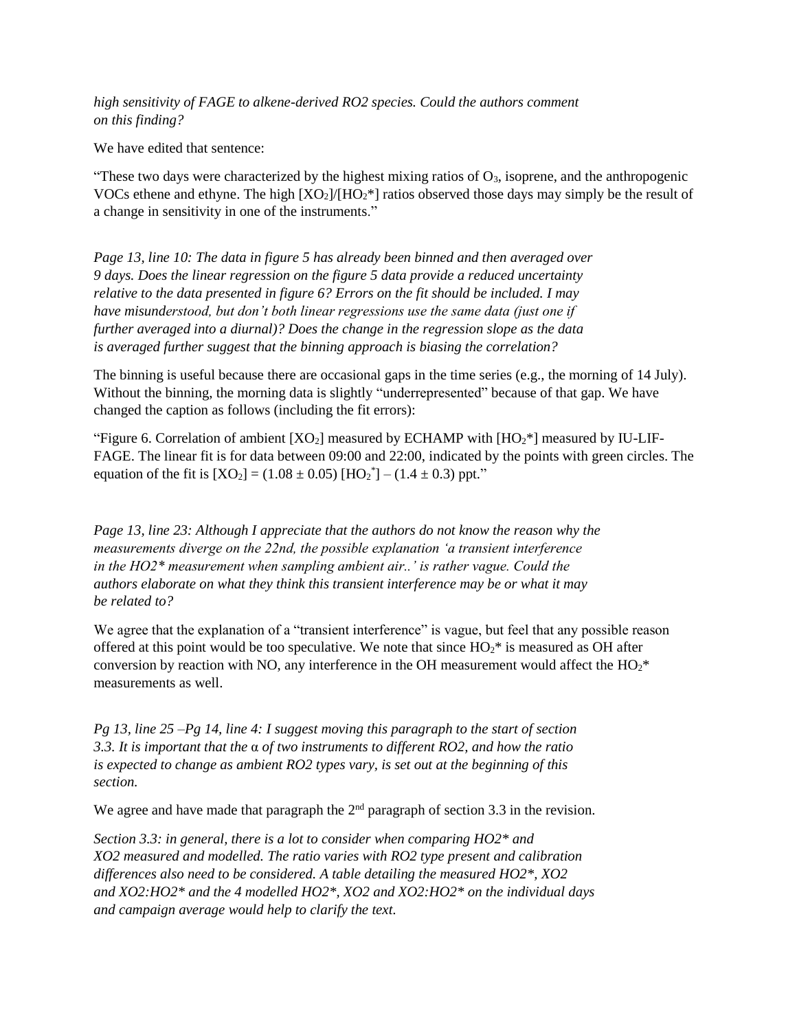*high sensitivity of FAGE to alkene-derived RO2 species. Could the authors comment on this finding?*

We have edited that sentence:

"These two days were characterized by the highest mixing ratios of $O_3$, isoprene, and the anthropogenic VOCs ethene and ethyne. The high $[XO_2]/[HO_2^*]$ ratios observed those days may simply be the result of a change in sensitivity in one of the instruments."

*Page 13, line 10: The data in figure 5 has already been binned and then averaged over 9 days. Does the linear regression on the figure 5 data provide a reduced uncertainty relative to the data presented in figure 6? Errors on the fit should be included. I may have misunderstood, but don't both linear regressions use the same data (just one if further averaged into a diurnal)? Does the change in the regression slope as the data is averaged further suggest that the binning approach is biasing the correlation?*

The binning is useful because there are occasional gaps in the time series (e.g., the morning of 14 July). Without the binning, the morning data is slightly "underrepresented" because of that gap. We have changed the caption as follows (including the fit errors):

"Figure 6. Correlation of ambient $[XO_2]$ measured by ECHAMP with $[HO_2^*]$ measured by IU-LIF-FAGE. The linear fit is for data between 09:00 and 22:00, indicated by the points with green circles. The equation of the fit is $[XO_2] = (1.08 \pm 0.05)\,[HO_2^*] - (1.4 \pm 0.3)$ ppt."

*Page 13, line 23: Although I appreciate that the authors do not know the reason why the measurements diverge on the 22nd, the possible explanation 'a transient interference in the HO2\* measurement when sampling ambient air..' is rather vague. Could the authors elaborate on what they think this transient interference may be or what it may be related to?*

We agree that the explanation of a "transient interference" is vague, but feel that any possible reason offered at this point would be too speculative. We note that since $HO_2^*$ is measured as OH after conversion by reaction with NO, any interference in the OH measurement would affect the $HO_2^*$ measurements as well.

*Pg 13, line 25 –Pg 14, line 4: I suggest moving this paragraph to the start of section 3.3. It is important that the α of two instruments to different RO2, and how the ratio is expected to change as ambient RO2 types vary, is set out at the beginning of this section.*

We agree and have made that paragraph the 2nd paragraph of section 3.3 in the revision.

*Section 3.3: in general, there is a lot to consider when comparing HO2\* and XO2 measured and modelled. The ratio varies with RO2 type present and calibration differences also need to be considered. A table detailing the measured HO2\*, XO2 and XO2:HO2\* and the 4 modelled HO2\*, XO2 and XO2:HO2\* on the individual days and campaign average would help to clarify the text.*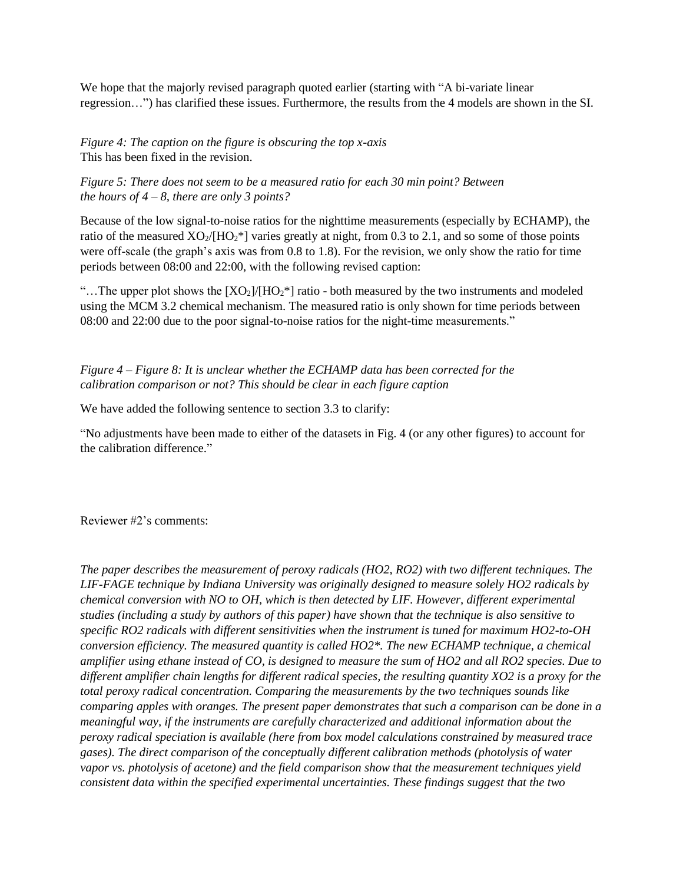We hope that the majorly revised paragraph quoted earlier (starting with "A bi-variate linear regression…") has clarified these issues. Furthermore, the results from the 4 models are shown in the SI.

*Figure 4: The caption on the figure is obscuring the top x-axis*
This has been fixed in the revision.

*Figure 5: There does not seem to be a measured ratio for each 30 min point? Between the hours of 4 – 8, there are only 3 points?*

Because of the low signal-to-noise ratios for the nighttime measurements (especially by ECHAMP), the ratio of the measured $XO_2$/[$HO_2$*] varies greatly at night, from 0.3 to 2.1, and so some of those points were off-scale (the graph's axis was from 0.8 to 1.8). For the revision, we only show the ratio for time periods between 08:00 and 22:00, with the following revised caption:

"…The upper plot shows the [$XO_2$]/[$HO_2$*] ratio - both measured by the two instruments and modeled using the MCM 3.2 chemical mechanism. The measured ratio is only shown for time periods between 08:00 and 22:00 due to the poor signal-to-noise ratios for the night-time measurements."

*Figure 4 – Figure 8: It is unclear whether the ECHAMP data has been corrected for the calibration comparison or not? This should be clear in each figure caption*

We have added the following sentence to section 3.3 to clarify:

"No adjustments have been made to either of the datasets in Fig. 4 (or any other figures) to account for the calibration difference."

Reviewer #2's comments:

*The paper describes the measurement of peroxy radicals (HO2, RO2) with two different techniques. The LIF-FAGE technique by Indiana University was originally designed to measure solely HO2 radicals by chemical conversion with NO to OH, which is then detected by LIF. However, different experimental studies (including a study by authors of this paper) have shown that the technique is also sensitive to specific RO2 radicals with different sensitivities when the instrument is tuned for maximum HO2-to-OH conversion efficiency. The measured quantity is called HO2*. The new ECHAMP technique, a chemical amplifier using ethane instead of CO, is designed to measure the sum of HO2 and all RO2 species. Due to different amplifier chain lengths for different radical species, the resulting quantity XO2 is a proxy for the total peroxy radical concentration. Comparing the measurements by the two techniques sounds like comparing apples with oranges. The present paper demonstrates that such a comparison can be done in a meaningful way, if the instruments are carefully characterized and additional information about the peroxy radical speciation is available (here from box model calculations constrained by measured trace gases). The direct comparison of the conceptually different calibration methods (photolysis of water vapor vs. photolysis of acetone) and the field comparison show that the measurement techniques yield consistent data within the specified experimental uncertainties. These findings suggest that the two*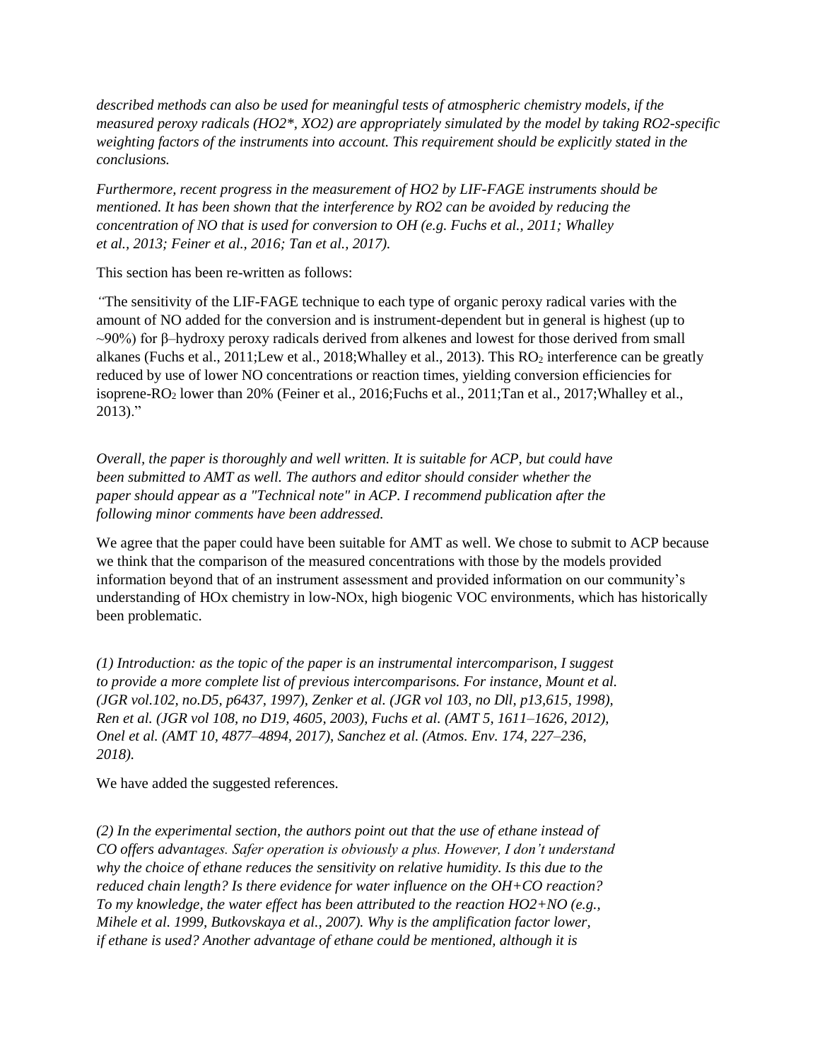*described methods can also be used for meaningful tests of atmospheric chemistry models, if the measured peroxy radicals ($HO2^*$, $XO2$) are appropriately simulated by the model by taking RO2-specific weighting factors of the instruments into account. This requirement should be explicitly stated in the conclusions.*

*Furthermore, recent progress in the measurement of HO2 by LIF-FAGE instruments should be mentioned. It has been shown that the interference by RO2 can be avoided by reducing the concentration of NO that is used for conversion to OH (e.g. Fuchs et al., 2011; Whalley et al., 2013; Feiner et al., 2016; Tan et al., 2017).*

This section has been re-written as follows:

"The sensitivity of the LIF-FAGE technique to each type of organic peroxy radical varies with the amount of NO added for the conversion and is instrument-dependent but in general is highest (up to ~90%) for β–hydroxy peroxy radicals derived from alkenes and lowest for those derived from small alkanes (Fuchs et al., 2011;Lew et al., 2018;Whalley et al., 2013). This $RO_2$ interference can be greatly reduced by use of lower NO concentrations or reaction times, yielding conversion efficiencies for isoprene-$RO_2$ lower than 20% (Feiner et al., 2016;Fuchs et al., 2011;Tan et al., 2017;Whalley et al., 2013)."

*Overall, the paper is thoroughly and well written. It is suitable for ACP, but could have been submitted to AMT as well. The authors and editor should consider whether the paper should appear as a "Technical note" in ACP. I recommend publication after the following minor comments have been addressed.*

We agree that the paper could have been suitable for AMT as well. We chose to submit to ACP because we think that the comparison of the measured concentrations with those by the models provided information beyond that of an instrument assessment and provided information on our community's understanding of HOx chemistry in low-NOx, high biogenic VOC environments, which has historically been problematic.

*(1) Introduction: as the topic of the paper is an instrumental intercomparison, I suggest to provide a more complete list of previous intercomparisons. For instance, Mount et al. (JGR vol.102, no.D5, p6437, 1997), Zenker et al. (JGR vol 103, no Dll, p13,615, 1998), Ren et al. (JGR vol 108, no D19, 4605, 2003), Fuchs et al. (AMT 5, 1611–1626, 2012), Onel et al. (AMT 10, 4877–4894, 2017), Sanchez et al. (Atmos. Env. 174, 227–236, 2018).*

We have added the suggested references.

*(2) In the experimental section, the authors point out that the use of ethane instead of CO offers advantages. Safer operation is obviously a plus. However, I don't understand why the choice of ethane reduces the sensitivity on relative humidity. Is this due to the reduced chain length? Is there evidence for water influence on the OH+CO reaction? To my knowledge, the water effect has been attributed to the reaction HO2+NO (e.g., Mihele et al. 1999, Butkovskaya et al., 2007). Why is the amplification factor lower, if ethane is used? Another advantage of ethane could be mentioned, although it is*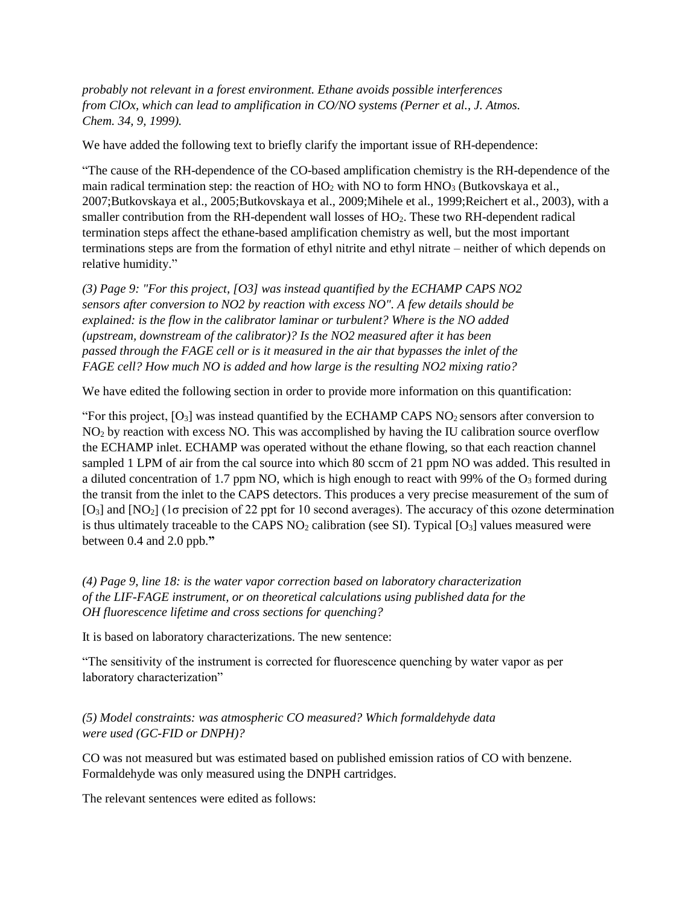*probably not relevant in a forest environment. Ethane avoids possible interferences from ClOx, which can lead to amplification in CO/NO systems (Perner et al., J. Atmos. Chem. 34, 9, 1999).*

We have added the following text to briefly clarify the important issue of RH-dependence:

"The cause of the RH-dependence of the CO-based amplification chemistry is the RH-dependence of the main radical termination step: the reaction of $HO_2$ with NO to form $HNO_3$ (Butkovskaya et al., 2007;Butkovskaya et al., 2005;Butkovskaya et al., 2009;Mihele et al., 1999;Reichert et al., 2003), with a smaller contribution from the RH-dependent wall losses of $HO_2$. These two RH-dependent radical termination steps affect the ethane-based amplification chemistry as well, but the most important terminations steps are from the formation of ethyl nitrite and ethyl nitrate – neither of which depends on relative humidity."

*(3) Page 9: "For this project, [O3] was instead quantified by the ECHAMP CAPS NO2 sensors after conversion to NO2 by reaction with excess NO". A few details should be explained: is the flow in the calibrator laminar or turbulent? Where is the NO added (upstream, downstream of the calibrator)? Is the NO2 measured after it has been passed through the FAGE cell or is it measured in the air that bypasses the inlet of the FAGE cell? How much NO is added and how large is the resulting NO2 mixing ratio?*

We have edited the following section in order to provide more information on this quantification:

"For this project, $[O_3]$ was instead quantified by the ECHAMP CAPS $NO_2$ sensors after conversion to $NO_2$ by reaction with excess NO. This was accomplished by having the IU calibration source overflow the ECHAMP inlet. ECHAMP was operated without the ethane flowing, so that each reaction channel sampled 1 LPM of air from the cal source into which 80 sccm of 21 ppm NO was added. This resulted in a diluted concentration of 1.7 ppm NO, which is high enough to react with 99% of the $O_3$ formed during the transit from the inlet to the CAPS detectors. This produces a very precise measurement of the sum of $[O_3]$ and $[NO_2]$ ($1\sigma$ precision of 22 ppt for 10 second averages). The accuracy of this ozone determination is thus ultimately traceable to the CAPS $NO_2$ calibration (see SI). Typical $[O_3]$ values measured were between 0.4 and 2.0 ppb.**"**

*(4) Page 9, line 18: is the water vapor correction based on laboratory characterization of the LIF-FAGE instrument, or on theoretical calculations using published data for the OH fluorescence lifetime and cross sections for quenching?*

It is based on laboratory characterizations. The new sentence:

"The sensitivity of the instrument is corrected for fluorescence quenching by water vapor as per laboratory characterization"

*(5) Model constraints: was atmospheric CO measured? Which formaldehyde data were used (GC-FID or DNPH)?*

CO was not measured but was estimated based on published emission ratios of CO with benzene. Formaldehyde was only measured using the DNPH cartridges.

The relevant sentences were edited as follows: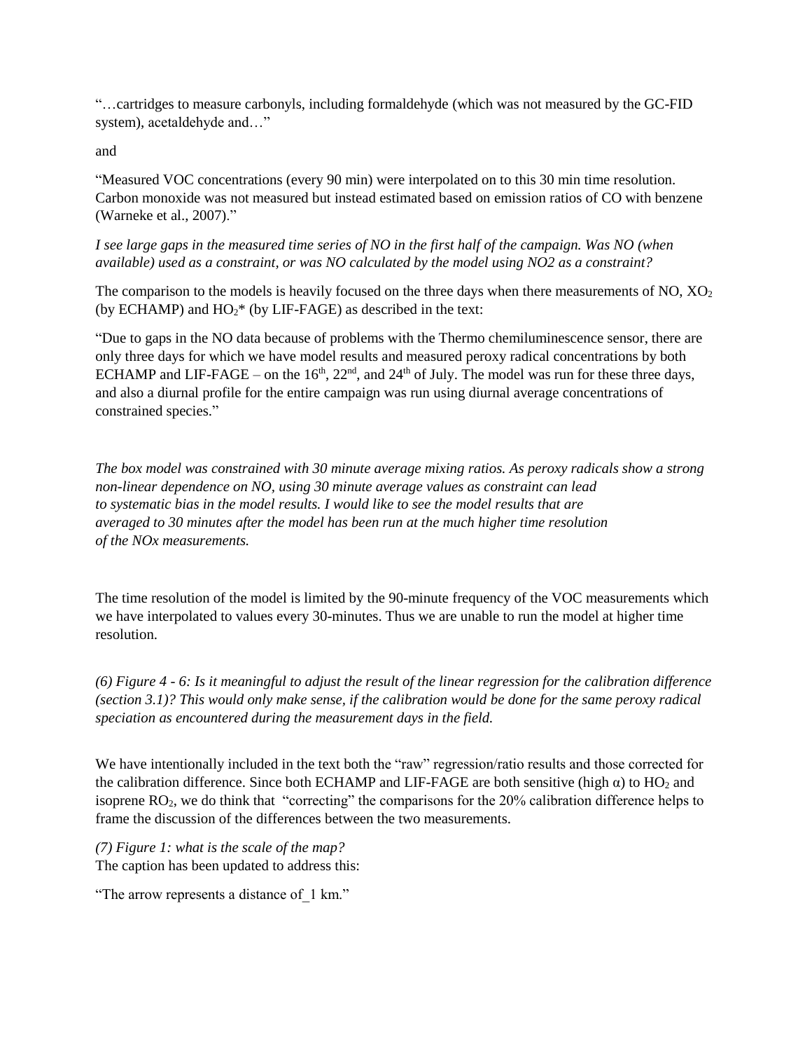"…cartridges to measure carbonyls, including formaldehyde (which was not measured by the GC-FID system), acetaldehyde and…"

and

"Measured VOC concentrations (every 90 min) were interpolated on to this 30 min time resolution. Carbon monoxide was not measured but instead estimated based on emission ratios of CO with benzene (Warneke et al., 2007)."

*I see large gaps in the measured time series of NO in the first half of the campaign. Was NO (when available) used as a constraint, or was NO calculated by the model using NO2 as a constraint?*

The comparison to the models is heavily focused on the three days when there measurements of NO, $XO_2$ (by ECHAMP) and $HO_2$* (by LIF-FAGE) as described in the text:

"Due to gaps in the NO data because of problems with the Thermo chemiluminescence sensor, there are only three days for which we have model results and measured peroxy radical concentrations by both ECHAMP and LIF-FAGE – on the 16th, 22nd, and 24th of July. The model was run for these three days, and also a diurnal profile for the entire campaign was run using diurnal average concentrations of constrained species."

*The box model was constrained with 30 minute average mixing ratios. As peroxy radicals show a strong non-linear dependence on NO, using 30 minute average values as constraint can lead to systematic bias in the model results. I would like to see the model results that are averaged to 30 minutes after the model has been run at the much higher time resolution of the NOx measurements.*

The time resolution of the model is limited by the 90-minute frequency of the VOC measurements which we have interpolated to values every 30-minutes. Thus we are unable to run the model at higher time resolution.

*(6) Figure 4 - 6: Is it meaningful to adjust the result of the linear regression for the calibration difference (section 3.1)? This would only make sense, if the calibration would be done for the same peroxy radical speciation as encountered during the measurement days in the field.*

We have intentionally included in the text both the "raw" regression/ratio results and those corrected for the calibration difference. Since both ECHAMP and LIF-FAGE are both sensitive (high $\alpha$) to $HO_2$ and isoprene $RO_2$, we do think that "correcting" the comparisons for the 20% calibration difference helps to frame the discussion of the differences between the two measurements.

*(7) Figure 1: what is the scale of the map?*

The caption has been updated to address this:

"The arrow represents a distance of_1 km."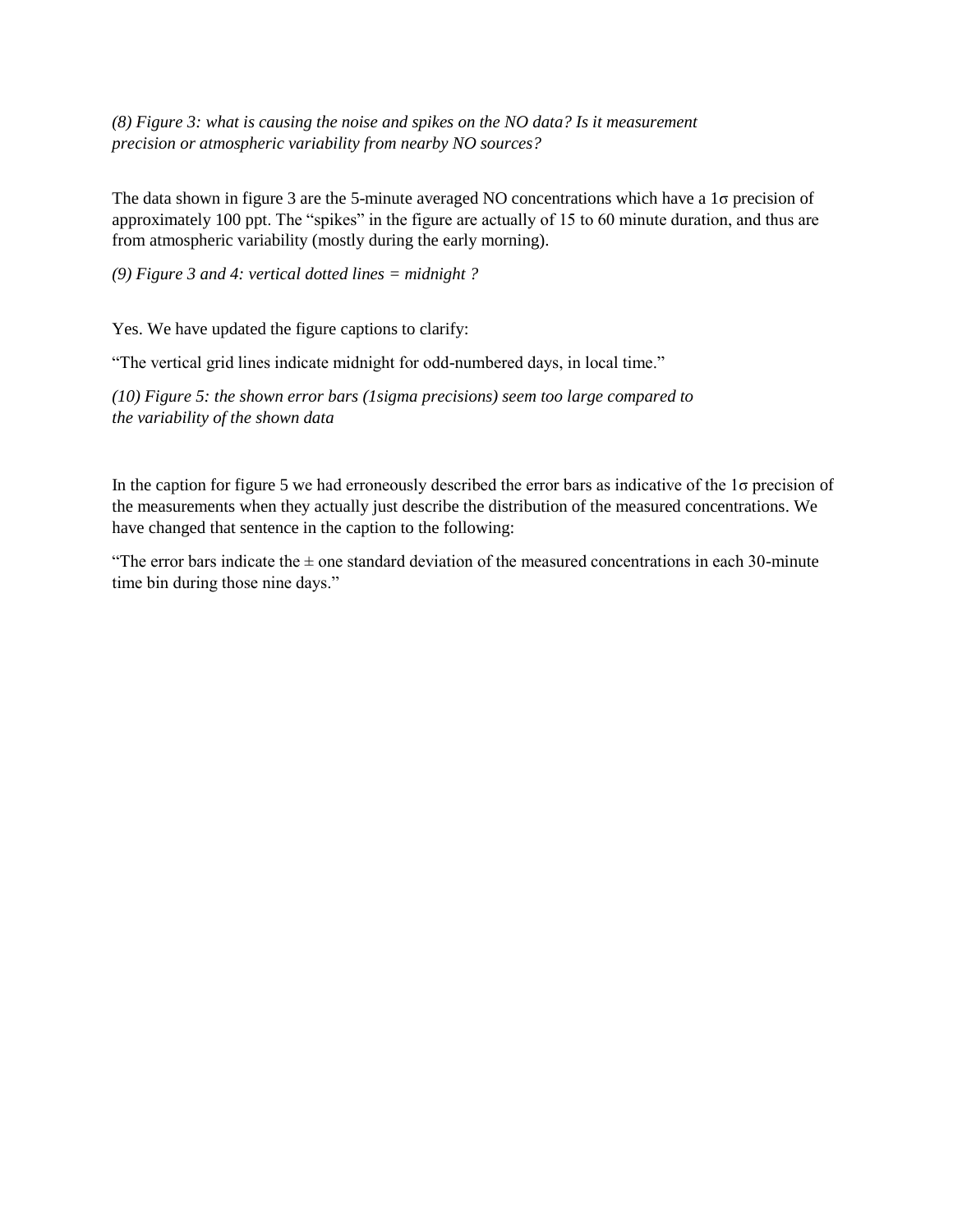*(8) Figure 3: what is causing the noise and spikes on the NO data? Is it measurement precision or atmospheric variability from nearby NO sources?*

The data shown in figure 3 are the 5-minute averaged NO concentrations which have a 1σ precision of approximately 100 ppt. The “spikes” in the figure are actually of 15 to 60 minute duration, and thus are from atmospheric variability (mostly during the early morning).

*(9) Figure 3 and 4: vertical dotted lines = midnight ?*

Yes. We have updated the figure captions to clarify:

“The vertical grid lines indicate midnight for odd-numbered days, in local time.”

*(10) Figure 5: the shown error bars (1sigma precisions) seem too large compared to the variability of the shown data*

In the caption for figure 5 we had erroneously described the error bars as indicative of the 1σ precision of the measurements when they actually just describe the distribution of the measured concentrations. We have changed that sentence in the caption to the following:

“The error bars indicate the ± one standard deviation of the measured concentrations in each 30-minute time bin during those nine days.”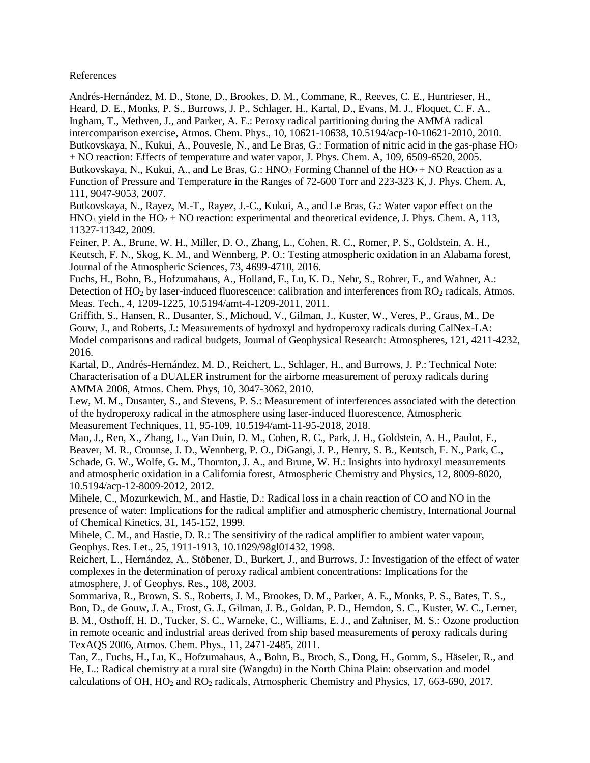References

Andrés-Hernández, M. D., Stone, D., Brookes, D. M., Commane, R., Reeves, C. E., Huntrieser, H., Heard, D. E., Monks, P. S., Burrows, J. P., Schlager, H., Kartal, D., Evans, M. J., Floquet, C. F. A., Ingham, T., Methven, J., and Parker, A. E.: Peroxy radical partitioning during the AMMA radical intercomparison exercise, Atmos. Chem. Phys., 10, 10621-10638, 10.5194/acp-10-10621-2010, 2010.

Butkovskaya, N., Kukui, A., Pouvesle, N., and Le Bras, G.: Formation of nitric acid in the gas-phase $HO_2$ + NO reaction: Effects of temperature and water vapor, J. Phys. Chem. A, 109, 6509-6520, 2005.

Butkovskaya, N., Kukui, A., and Le Bras, G.: $HNO_3$ Forming Channel of the $HO_2$ + NO Reaction as a Function of Pressure and Temperature in the Ranges of 72-600 Torr and 223-323 K, J. Phys. Chem. A, 111, 9047-9053, 2007.

Butkovskaya, N., Rayez, M.-T., Rayez, J.-C., Kukui, A., and Le Bras, G.: Water vapor effect on the $HNO_3$ yield in the $HO_2$ + NO reaction: experimental and theoretical evidence, J. Phys. Chem. A, 113, 11327-11342, 2009.

Feiner, P. A., Brune, W. H., Miller, D. O., Zhang, L., Cohen, R. C., Romer, P. S., Goldstein, A. H., Keutsch, F. N., Skog, K. M., and Wennberg, P. O.: Testing atmospheric oxidation in an Alabama forest, Journal of the Atmospheric Sciences, 73, 4699-4710, 2016.

Fuchs, H., Bohn, B., Hofzumahaus, A., Holland, F., Lu, K. D., Nehr, S., Rohrer, F., and Wahner, A.: Detection of $HO_2$ by laser-induced fluorescence: calibration and interferences from $RO_2$ radicals, Atmos. Meas. Tech., 4, 1209-1225, 10.5194/amt-4-1209-2011, 2011.

Griffith, S., Hansen, R., Dusanter, S., Michoud, V., Gilman, J., Kuster, W., Veres, P., Graus, M., De Gouw, J., and Roberts, J.: Measurements of hydroxyl and hydroperoxy radicals during CalNex-LA: Model comparisons and radical budgets, Journal of Geophysical Research: Atmospheres, 121, 4211-4232, 2016.

Kartal, D., Andrés-Hernández, M. D., Reichert, L., Schlager, H., and Burrows, J. P.: Technical Note: Characterisation of a DUALER instrument for the airborne measurement of peroxy radicals during AMMA 2006, Atmos. Chem. Phys, 10, 3047-3062, 2010.

Lew, M. M., Dusanter, S., and Stevens, P. S.: Measurement of interferences associated with the detection of the hydroperoxy radical in the atmosphere using laser-induced fluorescence, Atmospheric Measurement Techniques, 11, 95-109, 10.5194/amt-11-95-2018, 2018.

Mao, J., Ren, X., Zhang, L., Van Duin, D. M., Cohen, R. C., Park, J. H., Goldstein, A. H., Paulot, F., Beaver, M. R., Crounse, J. D., Wennberg, P. O., DiGangi, J. P., Henry, S. B., Keutsch, F. N., Park, C., Schade, G. W., Wolfe, G. M., Thornton, J. A., and Brune, W. H.: Insights into hydroxyl measurements and atmospheric oxidation in a California forest, Atmospheric Chemistry and Physics, 12, 8009-8020, 10.5194/acp-12-8009-2012, 2012.

Mihele, C., Mozurkewich, M., and Hastie, D.: Radical loss in a chain reaction of CO and NO in the presence of water: Implications for the radical amplifier and atmospheric chemistry, International Journal of Chemical Kinetics, 31, 145-152, 1999.

Mihele, C. M., and Hastie, D. R.: The sensitivity of the radical amplifier to ambient water vapour, Geophys. Res. Let., 25, 1911-1913, 10.1029/98gl01432, 1998.

Reichert, L., Hernández, A., Stöbener, D., Burkert, J., and Burrows, J.: Investigation of the effect of water complexes in the determination of peroxy radical ambient concentrations: Implications for the atmosphere, J. of Geophys. Res., 108, 2003.

Sommariva, R., Brown, S. S., Roberts, J. M., Brookes, D. M., Parker, A. E., Monks, P. S., Bates, T. S., Bon, D., de Gouw, J. A., Frost, G. J., Gilman, J. B., Goldan, P. D., Herndon, S. C., Kuster, W. C., Lerner, B. M., Osthoff, H. D., Tucker, S. C., Warneke, C., Williams, E. J., and Zahniser, M. S.: Ozone production in remote oceanic and industrial areas derived from ship based measurements of peroxy radicals during TexAQS 2006, Atmos. Chem. Phys., 11, 2471-2485, 2011.

Tan, Z., Fuchs, H., Lu, K., Hofzumahaus, A., Bohn, B., Broch, S., Dong, H., Gomm, S., Häseler, R., and He, L.: Radical chemistry at a rural site (Wangdu) in the North China Plain: observation and model calculations of OH, $HO_2$ and $RO_2$ radicals, Atmospheric Chemistry and Physics, 17, 663-690, 2017.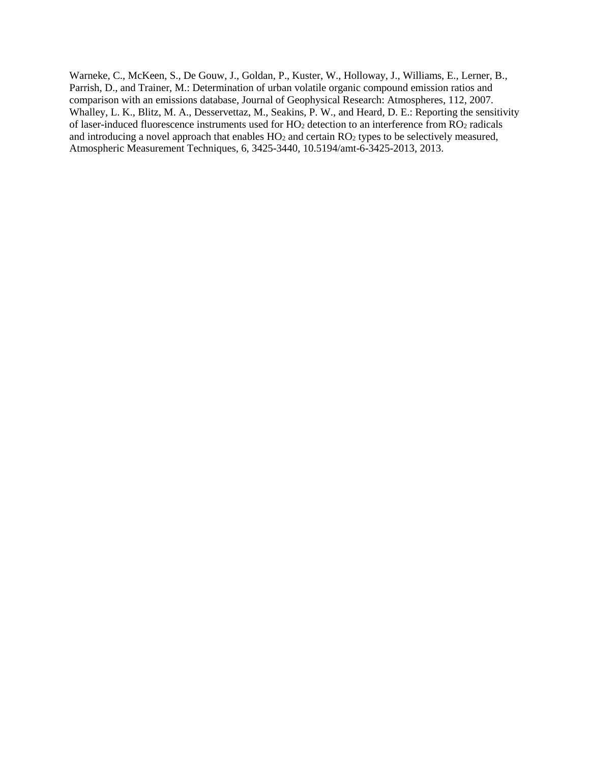Warneke, C., McKeen, S., De Gouw, J., Goldan, P., Kuster, W., Holloway, J., Williams, E., Lerner, B., Parrish, D., and Trainer, M.: Determination of urban volatile organic compound emission ratios and comparison with an emissions database, Journal of Geophysical Research: Atmospheres, 112, 2007.

Whalley, L. K., Blitz, M. A., Desservettaz, M., Seakins, P. W., and Heard, D. E.: Reporting the sensitivity of laser-induced fluorescence instruments used for $HO_2$ detection to an interference from $RO_2$ radicals and introducing a novel approach that enables $HO_2$ and certain $RO_2$ types to be selectively measured, Atmospheric Measurement Techniques, 6, 3425-3440, 10.5194/amt-6-3425-2013, 2013.